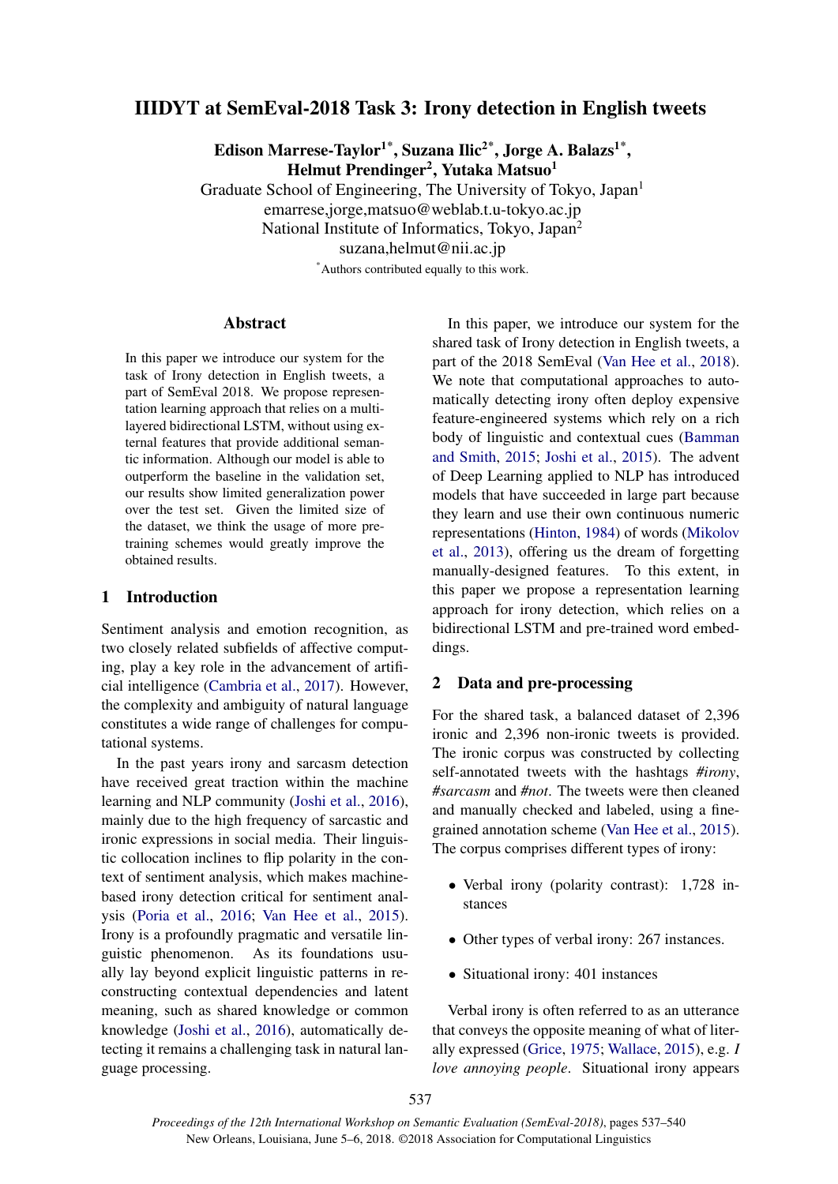# IIIDYT at SemEval-2018 Task 3: Irony detection in English tweets

**Edison Marrese-Taylor[1*], Suzana Ilic[2*], Jorge A. Balazs[1*], Helmut Prendinger[2], Yutaka Matsuo[1]**

Graduate School of Engineering, The University of Tokyo, Japan[1]
emarrese,jorge,matsuo@weblab.t.u-tokyo.ac.jp
National Institute of Informatics, Tokyo, Japan[2]
suzana,helmut@nii.ac.jp

[*]Authors contributed equally to this work.

## Abstract

In this paper we introduce our system for the task of Irony detection in English tweets, a part of SemEval 2018. We propose representation learning approach that relies on a multi-layered bidirectional LSTM, without using external features that provide additional semantic information. Although our model is able to outperform the baseline in the validation set, our results show limited generalization power over the test set. Given the limited size of the dataset, we think the usage of more pre-training schemes would greatly improve the obtained results.

## 1 Introduction

Sentiment analysis and emotion recognition, as two closely related subfields of affective computing, play a key role in the advancement of artificial intelligence (Cambria et al., 2017). However, the complexity and ambiguity of natural language constitutes a wide range of challenges for computational systems.

In the past years irony and sarcasm detection have received great traction within the machine learning and NLP community (Joshi et al., 2016), mainly due to the high frequency of sarcastic and ironic expressions in social media. Their linguistic collocation inclines to flip polarity in the context of sentiment analysis, which makes machine-based irony detection critical for sentiment analysis (Poria et al., 2016; Van Hee et al., 2015). Irony is a profoundly pragmatic and versatile linguistic phenomenon. As its foundations usually lay beyond explicit linguistic patterns in reconstructing contextual dependencies and latent meaning, such as shared knowledge or common knowledge (Joshi et al., 2016), automatically detecting it remains a challenging task in natural language processing.

In this paper, we introduce our system for the shared task of Irony detection in English tweets, a part of the 2018 SemEval (Van Hee et al., 2018). We note that computational approaches to automatically detecting irony often deploy expensive feature-engineered systems which rely on a rich body of linguistic and contextual cues (Bamman and Smith, 2015; Joshi et al., 2015). The advent of Deep Learning applied to NLP has introduced models that have succeeded in large part because they learn and use their own continuous numeric representations (Hinton, 1984) of words (Mikolov et al., 2013), offering us the dream of forgetting manually-designed features. To this extent, in this paper we propose a representation learning approach for irony detection, which relies on a bidirectional LSTM and pre-trained word embeddings.

## 2 Data and pre-processing

For the shared task, a balanced dataset of 2,396 ironic and 2,396 non-ironic tweets is provided. The ironic corpus was constructed by collecting self-annotated tweets with the hashtags *#irony*, *#sarcasm* and *#not*. The tweets were then cleaned and manually checked and labeled, using a fine-grained annotation scheme (Van Hee et al., 2015). The corpus comprises different types of irony:

- Verbal irony (polarity contrast): 1,728 instances
- Other types of verbal irony: 267 instances.
- Situational irony: 401 instances

Verbal irony is often referred to as an utterance that conveys the opposite meaning of what of literally expressed (Grice, 1975; Wallace, 2015), e.g. *I love annoying people*. Situational irony appears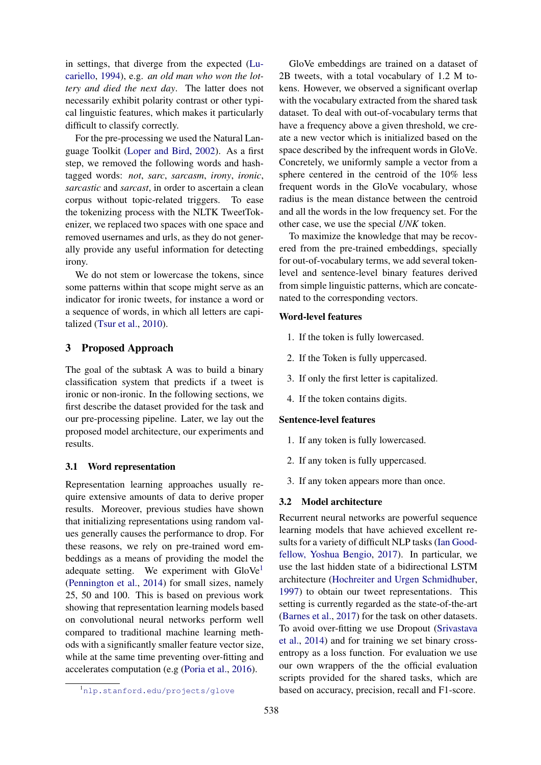in settings, that diverge from the expected (Lucariello, 1994), e.g. *an old man who won the lottery and died the next day*. The latter does not necessarily exhibit polarity contrast or other typical linguistic features, which makes it particularly difficult to classify correctly.

For the pre-processing we used the Natural Language Toolkit (Loper and Bird, 2002). As a first step, we removed the following words and hashtagged words: *not*, *sarc*, *sarcasm*, *irony*, *ironic*, *sarcastic* and *sarcast*, in order to ascertain a clean corpus without topic-related triggers. To ease the tokenizing process with the NLTK TweetTokenizer, we replaced two spaces with one space and removed usernames and urls, as they do not generally provide any useful information for detecting irony.

We do not stem or lowercase the tokens, since some patterns within that scope might serve as an indicator for ironic tweets, for instance a word or a sequence of words, in which all letters are capitalized (Tsur et al., 2010).

## 3 Proposed Approach

The goal of the subtask A was to build a binary classification system that predicts if a tweet is ironic or non-ironic. In the following sections, we first describe the dataset provided for the task and our pre-processing pipeline. Later, we lay out the proposed model architecture, our experiments and results.

### 3.1 Word representation

Representation learning approaches usually require extensive amounts of data to derive proper results. Moreover, previous studies have shown that initializing representations using random values generally causes the performance to drop. For these reasons, we rely on pre-trained word embeddings as a means of providing the model the adequate setting. We experiment with GloVe[1] (Pennington et al., 2014) for small sizes, namely 25, 50 and 100. This is based on previous work showing that representation learning models based on convolutional neural networks perform well compared to traditional machine learning methods with a significantly smaller feature vector size, while at the same time preventing over-fitting and accelerates computation (e.g (Poria et al., 2016).

[1] nlp.stanford.edu/projects/glove

GloVe embeddings are trained on a dataset of 2B tweets, with a total vocabulary of 1.2 M tokens. However, we observed a significant overlap with the vocabulary extracted from the shared task dataset. To deal with out-of-vocabulary terms that have a frequency above a given threshold, we create a new vector which is initialized based on the space described by the infrequent words in GloVe. Concretely, we uniformly sample a vector from a sphere centered in the centroid of the 10% less frequent words in the GloVe vocabulary, whose radius is the mean distance between the centroid and all the words in the low frequency set. For the other case, we use the special *UNK* token.

To maximize the knowledge that may be recovered from the pre-trained embeddings, specially for out-of-vocabulary terms, we add several token-level and sentence-level binary features derived from simple linguistic patterns, which are concatenated to the corresponding vectors.

**Word-level features**

1. If the token is fully lowercased.
2. If the Token is fully uppercased.
3. If only the first letter is capitalized.
4. If the token contains digits.

**Sentence-level features**

1. If any token is fully lowercased.
2. If any token is fully uppercased.
3. If any token appears more than once.

### 3.2 Model architecture

Recurrent neural networks are powerful sequence learning models that have achieved excellent results for a variety of difficult NLP tasks (Ian Goodfellow, Yoshua Bengio, 2017). In particular, we use the last hidden state of a bidirectional LSTM architecture (Hochreiter and Urgen Schmidhuber, 1997) to obtain our tweet representations. This setting is currently regarded as the state-of-the-art (Barnes et al., 2017) for the task on other datasets. To avoid over-fitting we use Dropout (Srivastava et al., 2014) and for training we set binary cross-entropy as a loss function. For evaluation we use our own wrappers of the the official evaluation scripts provided for the shared tasks, which are based on accuracy, precision, recall and F1-score.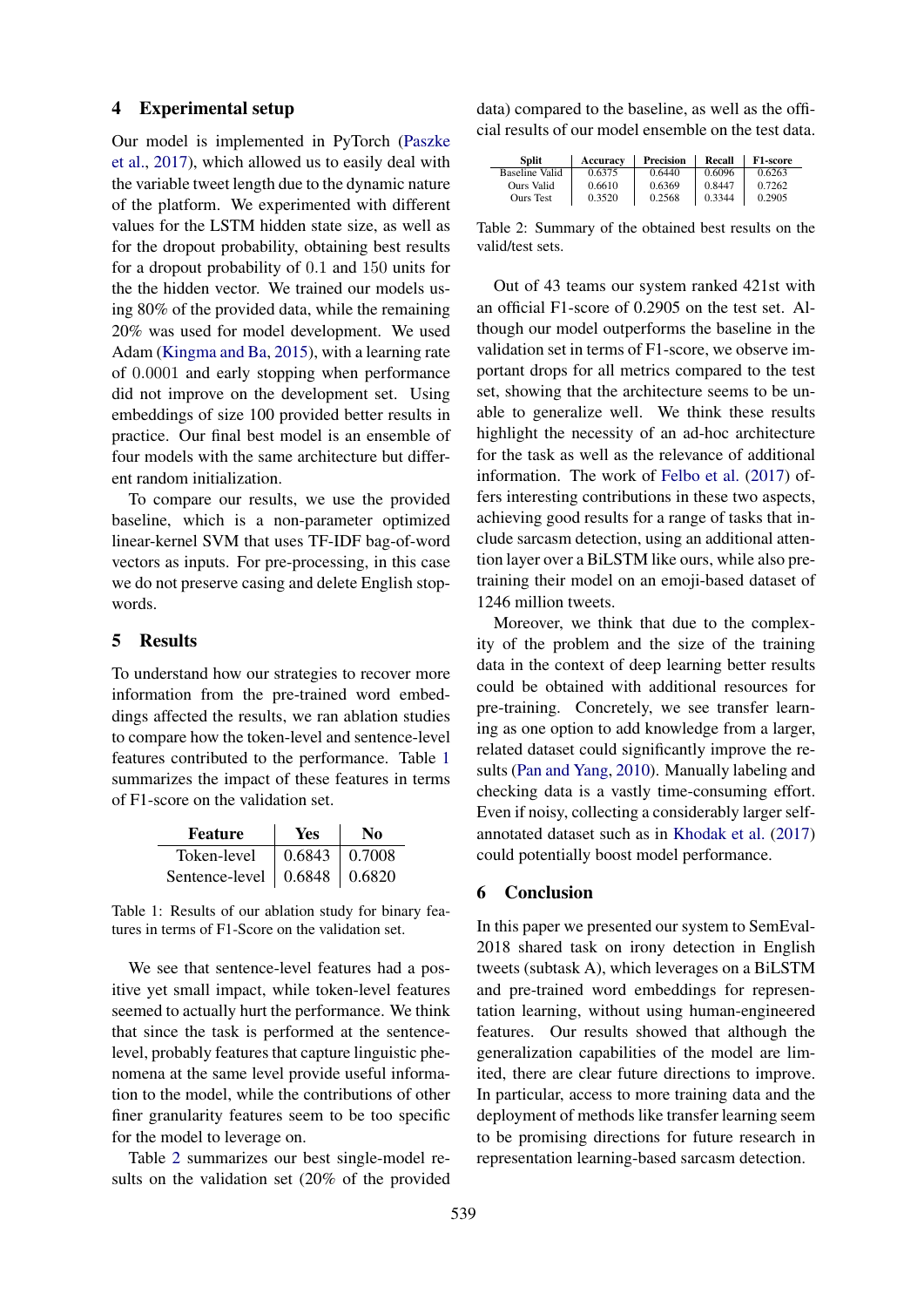## 4 Experimental setup

Our model is implemented in PyTorch (Paszke et al., 2017), which allowed us to easily deal with the variable tweet length due to the dynamic nature of the platform. We experimented with different values for the LSTM hidden state size, as well as for the dropout probability, obtaining best results for a dropout probability of 0.1 and 150 units for the the hidden vector. We trained our models using 80% of the provided data, while the remaining 20% was used for model development. We used Adam (Kingma and Ba, 2015), with a learning rate of 0.0001 and early stopping when performance did not improve on the development set. Using embeddings of size 100 provided better results in practice. Our final best model is an ensemble of four models with the same architecture but different random initialization.

To compare our results, we use the provided baseline, which is a non-parameter optimized linear-kernel SVM that uses TF-IDF bag-of-word vectors as inputs. For pre-processing, in this case we do not preserve casing and delete English stop-words.

## 5 Results

To understand how our strategies to recover more information from the pre-trained word embeddings affected the results, we ran ablation studies to compare how the token-level and sentence-level features contributed to the performance. Table 1 summarizes the impact of these features in terms of F1-score on the validation set.

| Feature | Yes | No |
|---|---|---|
| Token-level | 0.6843 | 0.7008 |
| Sentence-level | 0.6848 | 0.6820 |

Table 1: Results of our ablation study for binary features in terms of F1-Score on the validation set.

We see that sentence-level features had a positive yet small impact, while token-level features seemed to actually hurt the performance. We think that since the task is performed at the sentence-level, probably features that capture linguistic phenomena at the same level provide useful information to the model, while the contributions of other finer granularity features seem to be too specific for the model to leverage on.

Table 2 summarizes our best single-model results on the validation set (20% of the provided data) compared to the baseline, as well as the official results of our model ensemble on the test data.

| Split | Accuracy | Precision | Recall | F1-score |
|---|---|---|---|---|
| Baseline Valid | 0.6375 | 0.6440 | 0.6096 | 0.6263 |
| Ours Valid | 0.6610 | 0.6369 | 0.8447 | 0.7262 |
| Ours Test | 0.3520 | 0.2568 | 0.3344 | 0.2905 |

Table 2: Summary of the obtained best results on the valid/test sets.

Out of 43 teams our system ranked 421st with an official F1-score of 0.2905 on the test set. Although our model outperforms the baseline in the validation set in terms of F1-score, we observe important drops for all metrics compared to the test set, showing that the architecture seems to be unable to generalize well. We think these results highlight the necessity of an ad-hoc architecture for the task as well as the relevance of additional information. The work of Felbo et al. (2017) offers interesting contributions in these two aspects, achieving good results for a range of tasks that include sarcasm detection, using an additional attention layer over a BiLSTM like ours, while also pretraining their model on an emoji-based dataset of 1246 million tweets.

Moreover, we think that due to the complexity of the problem and the size of the training data in the context of deep learning better results could be obtained with additional resources for pre-training. Concretely, we see transfer learning as one option to add knowledge from a larger, related dataset could significantly improve the results (Pan and Yang, 2010). Manually labeling and checking data is a vastly time-consuming effort. Even if noisy, collecting a considerably larger self-annotated dataset such as in Khodak et al. (2017) could potentially boost model performance.

## 6 Conclusion

In this paper we presented our system to SemEval-2018 shared task on irony detection in English tweets (subtask A), which leverages on a BiLSTM and pre-trained word embeddings for representation learning, without using human-engineered features. Our results showed that although the generalization capabilities of the model are limited, there are clear future directions to improve. In particular, access to more training data and the deployment of methods like transfer learning seem to be promising directions for future research in representation learning-based sarcasm detection.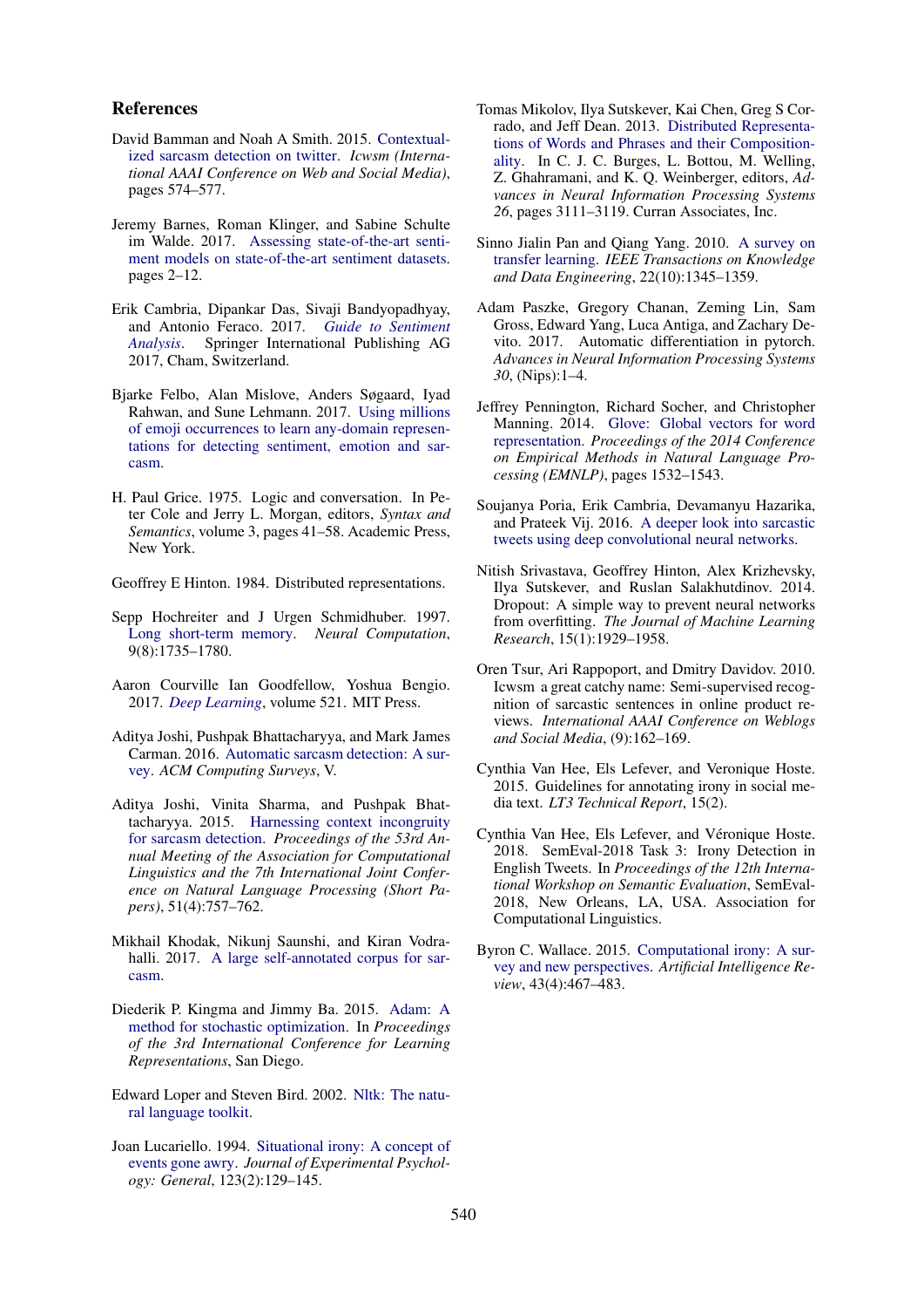## References

David Bamman and Noah A Smith. 2015. Contextualized sarcasm detection on twitter. *Icwsm (International AAAI Conference on Web and Social Media)*, pages 574–577.

Jeremy Barnes, Roman Klinger, and Sabine Schulte im Walde. 2017. Assessing state-of-the-art sentiment models on state-of-the-art sentiment datasets. pages 2–12.

Erik Cambria, Dipankar Das, Sivaji Bandyopadhyay, and Antonio Feraco. 2017. *Guide to Sentiment Analysis*. Springer International Publishing AG 2017, Cham, Switzerland.

Bjarke Felbo, Alan Mislove, Anders Søgaard, Iyad Rahwan, and Sune Lehmann. 2017. Using millions of emoji occurrences to learn any-domain representations for detecting sentiment, emotion and sarcasm.

H. Paul Grice. 1975. Logic and conversation. In Peter Cole and Jerry L. Morgan, editors, *Syntax and Semantics*, volume 3, pages 41–58. Academic Press, New York.

Geoffrey E Hinton. 1984. Distributed representations.

Sepp Hochreiter and J Urgen Schmidhuber. 1997. Long short-term memory. *Neural Computation*, 9(8):1735–1780.

Aaron Courville Ian Goodfellow, Yoshua Bengio. 2017. *Deep Learning*, volume 521. MIT Press.

Aditya Joshi, Pushpak Bhattacharyya, and Mark James Carman. 2016. Automatic sarcasm detection: A survey. *ACM Computing Surveys*, V.

Aditya Joshi, Vinita Sharma, and Pushpak Bhattacharyya. 2015. Harnessing context incongruity for sarcasm detection. *Proceedings of the 53rd Annual Meeting of the Association for Computational Linguistics and the 7th International Joint Conference on Natural Language Processing (Short Papers)*, 51(4):757–762.

Mikhail Khodak, Nikunj Saunshi, and Kiran Vodrahalli. 2017. A large self-annotated corpus for sarcasm.

Diederik P. Kingma and Jimmy Ba. 2015. Adam: A method for stochastic optimization. In *Proceedings of the 3rd International Conference for Learning Representations*, San Diego.

Edward Loper and Steven Bird. 2002. Nltk: The natural language toolkit.

Joan Lucariello. 1994. Situational irony: A concept of events gone awry. *Journal of Experimental Psychology: General*, 123(2):129–145.

Tomas Mikolov, Ilya Sutskever, Kai Chen, Greg S Corrado, and Jeff Dean. 2013. Distributed Representations of Words and Phrases and their Compositionality. In C. J. C. Burges, L. Bottou, M. Welling, Z. Ghahramani, and K. Q. Weinberger, editors, *Advances in Neural Information Processing Systems 26*, pages 3111–3119. Curran Associates, Inc.

Sinno Jialin Pan and Qiang Yang. 2010. A survey on transfer learning. *IEEE Transactions on Knowledge and Data Engineering*, 22(10):1345–1359.

Adam Paszke, Gregory Chanan, Zeming Lin, Sam Gross, Edward Yang, Luca Antiga, and Zachary Devito. 2017. Automatic differentiation in pytorch. *Advances in Neural Information Processing Systems 30*, (Nips):1–4.

Jeffrey Pennington, Richard Socher, and Christopher Manning. 2014. Glove: Global vectors for word representation. *Proceedings of the 2014 Conference on Empirical Methods in Natural Language Processing (EMNLP)*, pages 1532–1543.

Soujanya Poria, Erik Cambria, Devamanyu Hazarika, and Prateek Vij. 2016. A deeper look into sarcastic tweets using deep convolutional neural networks.

Nitish Srivastava, Geoffrey Hinton, Alex Krizhevsky, Ilya Sutskever, and Ruslan Salakhutdinov. 2014. Dropout: A simple way to prevent neural networks from overfitting. *The Journal of Machine Learning Research*, 15(1):1929–1958.

Oren Tsur, Ari Rappoport, and Dmitry Davidov. 2010. Icwsm a great catchy name: Semi-supervised recognition of sarcastic sentences in online product reviews. *International AAAI Conference on Weblogs and Social Media*, (9):162–169.

Cynthia Van Hee, Els Lefever, and Veronique Hoste. 2015. Guidelines for annotating irony in social media text. *LT3 Technical Report*, 15(2).

Cynthia Van Hee, Els Lefever, and Véronique Hoste. 2018. SemEval-2018 Task 3: Irony Detection in English Tweets. In *Proceedings of the 12th International Workshop on Semantic Evaluation*, SemEval-2018, New Orleans, LA, USA. Association for Computational Linguistics.

Byron C. Wallace. 2015. Computational irony: A survey and new perspectives. *Artificial Intelligence Review*, 43(4):467–483.